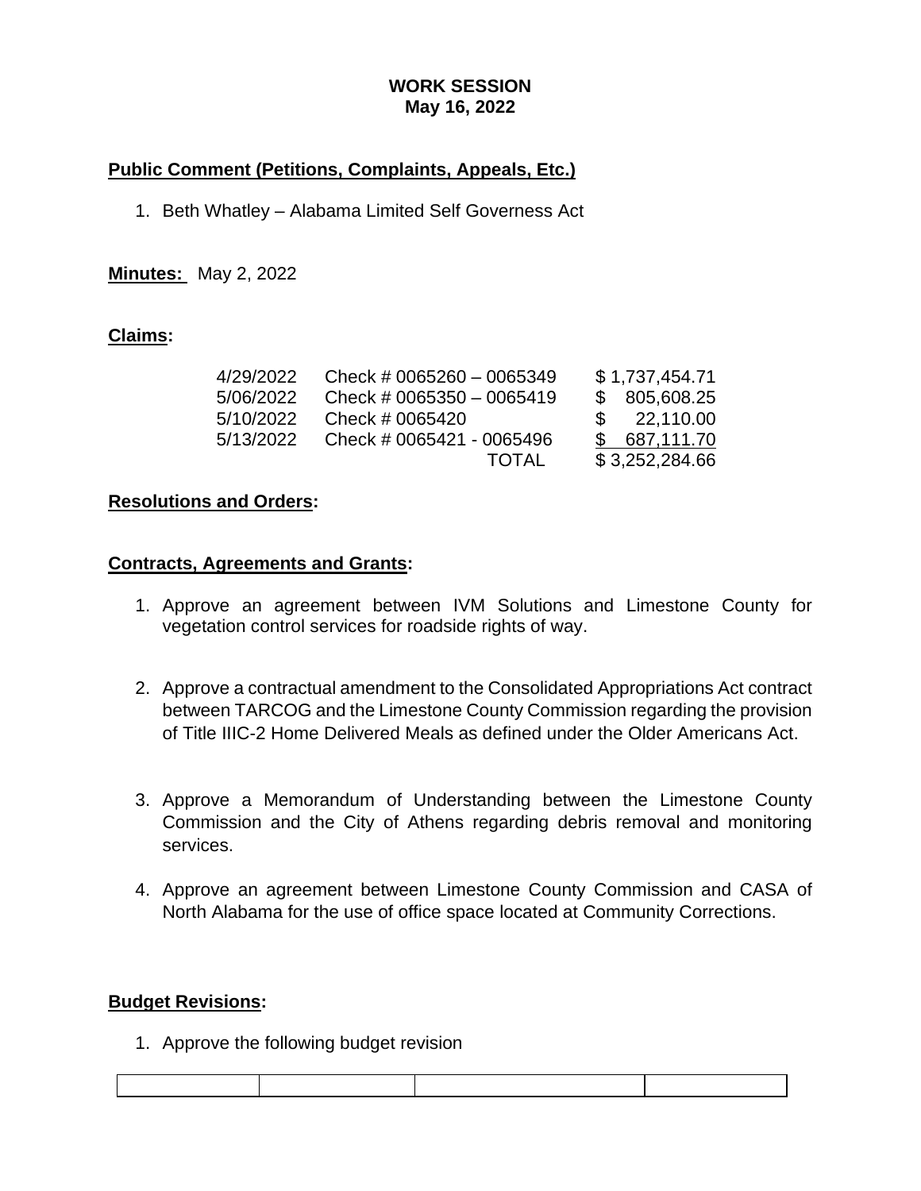# WORK SESSION
## May 16, 2022

**Public Comment (Petitions, Complaints, Appeals, Etc.)**

1. Beth Whatley – Alabama Limited Self Governess Act

**Minutes:** May 2, 2022

**Claims:**

| | | |
|---|---|---|
| 4/29/2022 | Check # 0065260 – 0065349 | $ 1,737,454.71 |
| 5/06/2022 | Check # 0065350 – 0065419 | $ 805,608.25 |
| 5/10/2022 | Check # 0065420 | $ 22,110.00 |
| 5/13/2022 | Check # 0065421 - 0065496 | $ 687,111.70 |
| | TOTAL | $ 3,252,284.66 |

**Resolutions and Orders:**

**Contracts, Agreements and Grants:**

1. Approve an agreement between IVM Solutions and Limestone County for vegetation control services for roadside rights of way.

2. Approve a contractual amendment to the Consolidated Appropriations Act contract between TARCOG and the Limestone County Commission regarding the provision of Title IIIC-2 Home Delivered Meals as defined under the Older Americans Act.

3. Approve a Memorandum of Understanding between the Limestone County Commission and the City of Athens regarding debris removal and monitoring services.

4. Approve an agreement between Limestone County Commission and CASA of North Alabama for the use of office space located at Community Corrections.

**Budget Revisions:**

1. Approve the following budget revision

| | | | |
|---|---|---|---|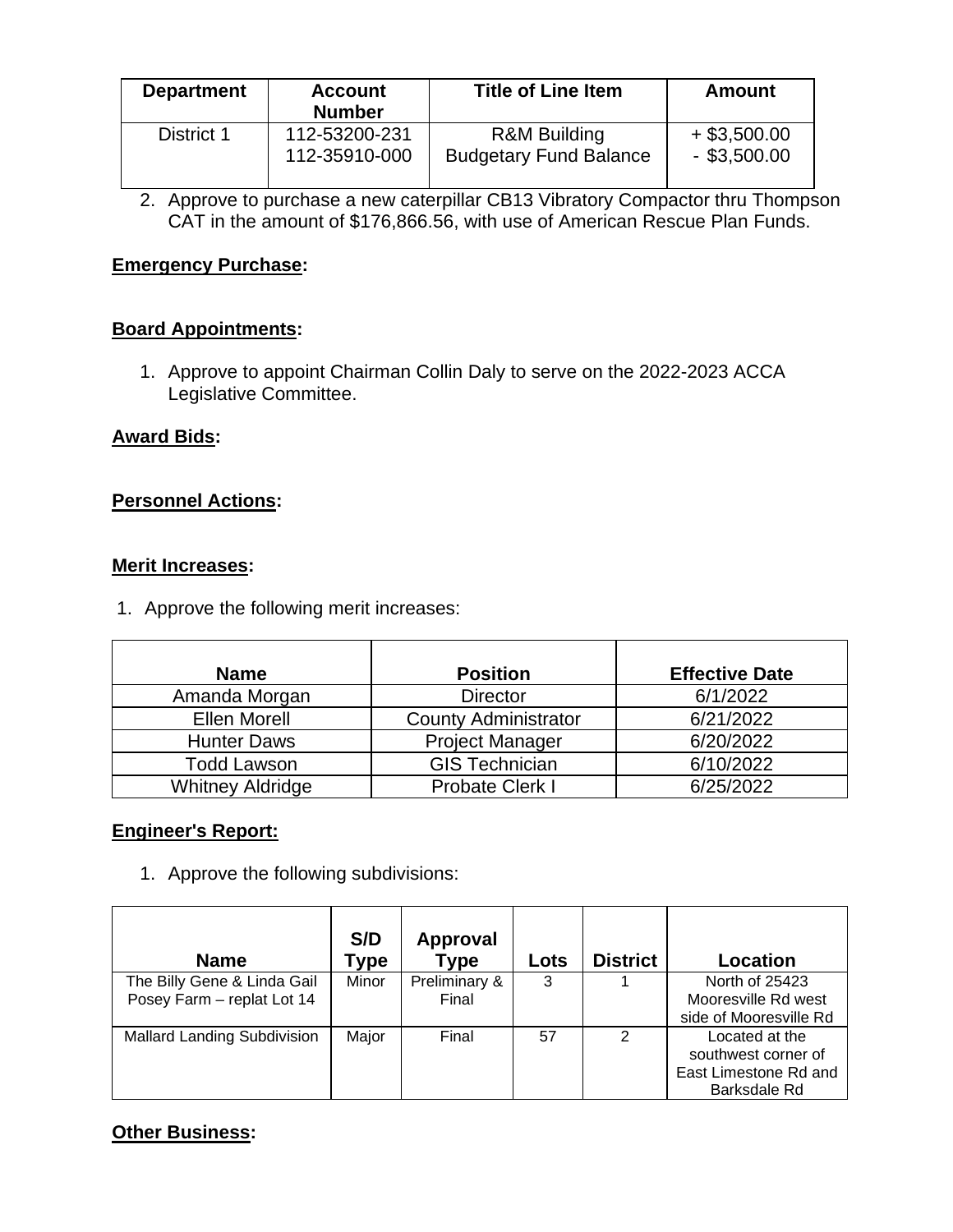| Department | Account Number | Title of Line Item | Amount |
|---|---|---|---|
| District 1 | 112-53200-231<br>112-35910-000 | R&M Building<br>Budgetary Fund Balance | + $3,500.00<br>- $3,500.00 |

2. Approve to purchase a new caterpillar CB13 Vibratory Compactor thru Thompson CAT in the amount of $176,866.56, with use of American Rescue Plan Funds.

**<u>Emergency Purchase</u>:**

**<u>Board Appointments</u>:**

1. Approve to appoint Chairman Collin Daly to serve on the 2022-2023 ACCA Legislative Committee.

**<u>Award Bids</u>:**

**<u>Personnel Actions</u>:**

**<u>Merit Increases</u>:**

1. Approve the following merit increases:

| Name | Position | Effective Date |
|---|---|---|
| Amanda Morgan | Director | 6/1/2022 |
| Ellen Morell | County Administrator | 6/21/2022 |
| Hunter Daws | Project Manager | 6/20/2022 |
| Todd Lawson | GIS Technician | 6/10/2022 |
| Whitney Aldridge | Probate Clerk I | 6/25/2022 |

**<u>Engineer's Report:</u>**

1. Approve the following subdivisions:

| Name | S/D Type | Approval Type | Lots | District | Location |
|---|---|---|---|---|---|
| The Billy Gene & Linda Gail Posey Farm – replat Lot 14 | Minor | Preliminary & Final | 3 | 1 | North of 25423 Mooresville Rd west side of Mooresville Rd |
| Mallard Landing Subdivision | Major | Final | 57 | 2 | Located at the southwest corner of East Limestone Rd and Barksdale Rd |

**<u>Other Business</u>:**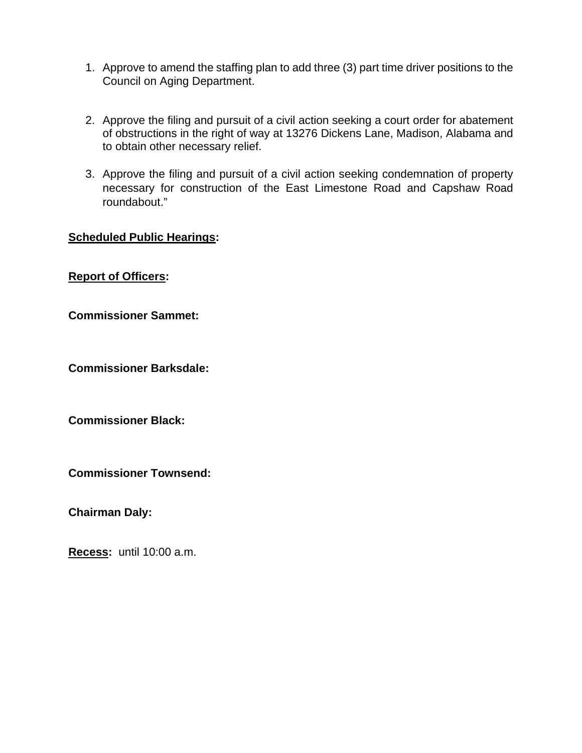1. Approve to amend the staffing plan to add three (3) part time driver positions to the Council on Aging Department.

2. Approve the filing and pursuit of a civil action seeking a court order for abatement of obstructions in the right of way at 13276 Dickens Lane, Madison, Alabama and to obtain other necessary relief.

3. Approve the filing and pursuit of a civil action seeking condemnation of property necessary for construction of the East Limestone Road and Capshaw Road roundabout."

**Scheduled Public Hearings:**

**Report of Officers:**

**Commissioner Sammet:**

**Commissioner Barksdale:**

**Commissioner Black:**

**Commissioner Townsend:**

**Chairman Daly:**

**Recess:** until 10:00 a.m.